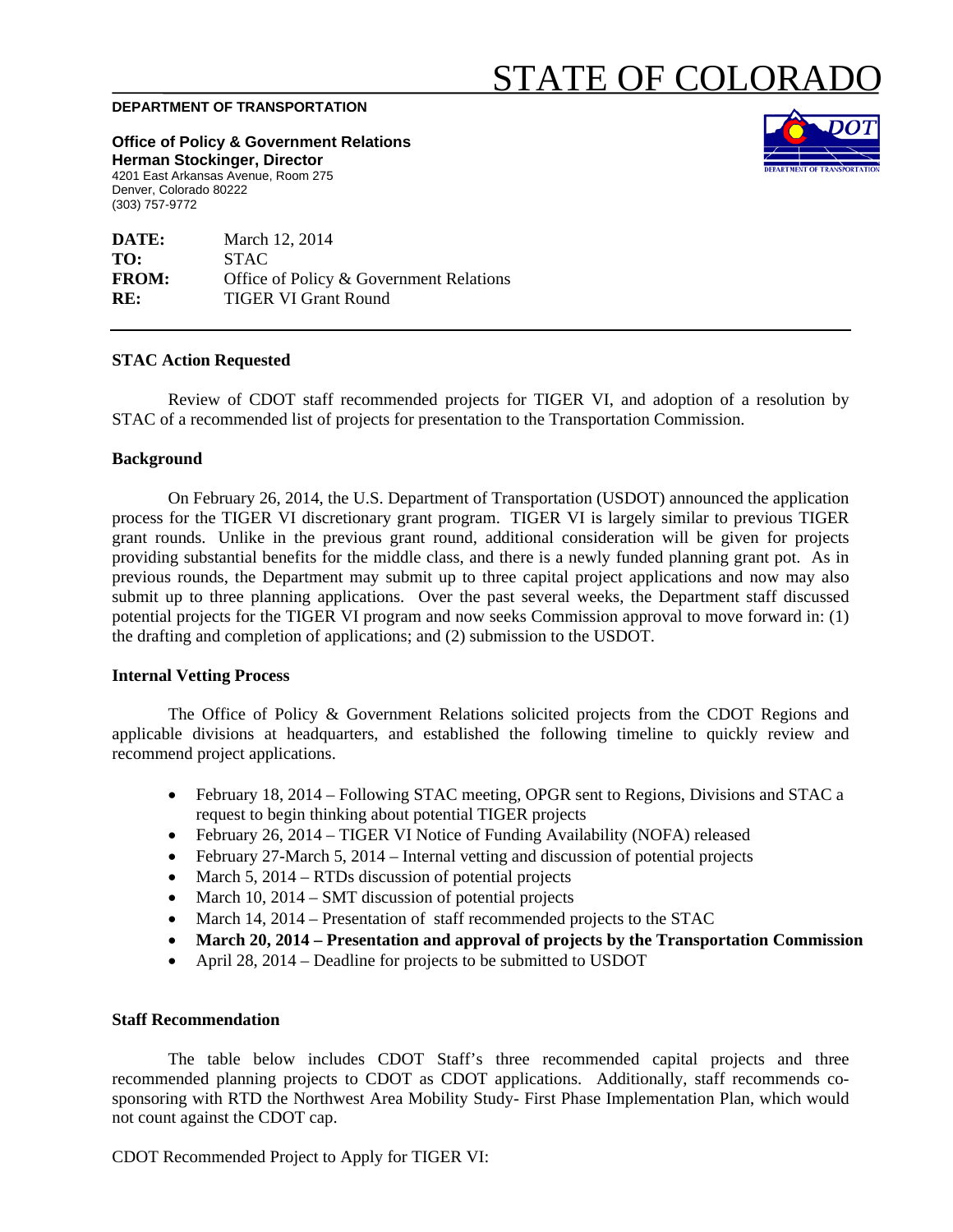# STATE OF COLORADO

**DEPARTMENT OF TRANSPORTATION**

**Office of Policy & Government Relations**
**Herman Stockinger, Director**
4201 East Arkansas Avenue, Room 275
Denver, Colorado 80222
(303) 757-9772

| | |
|---|---|
| **DATE:** | March 12, 2014 |
| **TO:** | STAC |
| **FROM:** | Office of Policy & Government Relations |
| **RE:** | TIGER VI Grant Round |

---

### STAC Action Requested

Review of CDOT staff recommended projects for TIGER VI, and adoption of a resolution by STAC of a recommended list of projects for presentation to the Transportation Commission.

### Background

On February 26, 2014, the U.S. Department of Transportation (USDOT) announced the application process for the TIGER VI discretionary grant program. TIGER VI is largely similar to previous TIGER grant rounds. Unlike in the previous grant round, additional consideration will be given for projects providing substantial benefits for the middle class, and there is a newly funded planning grant pot. As in previous rounds, the Department may submit up to three capital project applications and now may also submit up to three planning applications. Over the past several weeks, the Department staff discussed potential projects for the TIGER VI program and now seeks Commission approval to move forward in: (1) the drafting and completion of applications; and (2) submission to the USDOT.

### Internal Vetting Process

The Office of Policy & Government Relations solicited projects from the CDOT Regions and applicable divisions at headquarters, and established the following timeline to quickly review and recommend project applications.

- February 18, 2014 – Following STAC meeting, OPGR sent to Regions, Divisions and STAC a request to begin thinking about potential TIGER projects
- February 26, 2014 – TIGER VI Notice of Funding Availability (NOFA) released
- February 27-March 5, 2014 – Internal vetting and discussion of potential projects
- March 5, 2014 – RTDs discussion of potential projects
- March 10, 2014 – SMT discussion of potential projects
- March 14, 2014 – Presentation of staff recommended projects to the STAC
- **March 20, 2014 – Presentation and approval of projects by the Transportation Commission**
- April 28, 2014 – Deadline for projects to be submitted to USDOT

### Staff Recommendation

The table below includes CDOT Staff's three recommended capital projects and three recommended planning projects to CDOT as CDOT applications. Additionally, staff recommends co-sponsoring with RTD the Northwest Area Mobility Study- First Phase Implementation Plan, which would not count against the CDOT cap.

CDOT Recommended Project to Apply for TIGER VI: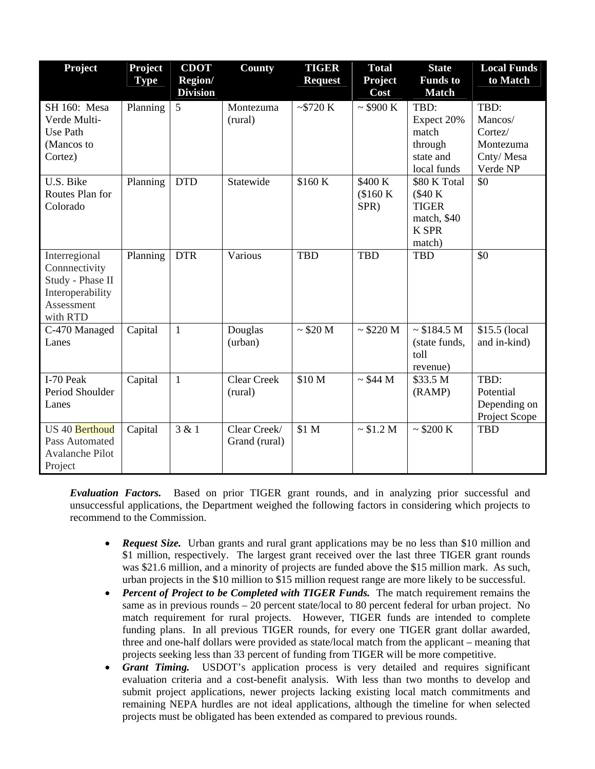| Project | Project Type | CDOT Region/ Division | County | TIGER Request | Total Project Cost | State Funds to Match | Local Funds to Match |
|---|---|---|---|---|---|---|---|
| SH 160: Mesa Verde Multi-Use Path (Mancos to Cortez) | Planning | 5 | Montezuma (rural) | ~$720 K | ~ $900 K | TBD: Expect 20% match through state and local funds | TBD: Mancos/ Cortez/ Montezuma Cnty/ Mesa Verde NP |
| U.S. Bike Routes Plan for Colorado | Planning | DTD | Statewide | $160 K | $400 K ($160 K SPR) | $80 K Total ($40 K TIGER match, $40 K SPR match) | $0 |
| Interregional Connnectivity Study - Phase II Interoperability Assessment with RTD | Planning | DTR | Various | TBD | TBD | TBD | $0 |
| C-470 Managed Lanes | Capital | 1 | Douglas (urban) | ~ $20 M | ~ $220 M | ~ $184.5 M (state funds, toll revenue) | $15.5 (local and in-kind) |
| I-70 Peak Period Shoulder Lanes | Capital | 1 | Clear Creek (rural) | $10 M | ~ $44 M | $33.5 M (RAMP) | TBD: Potential Depending on Project Scope |
| US 40 Berthoud Pass Automated Avalanche Pilot Project | Capital | 3 & 1 | Clear Creek/ Grand (rural) | $1 M | ~ $1.2 M | ~ $200 K | TBD |

***Evaluation Factors.*** Based on prior TIGER grant rounds, and in analyzing prior successful and unsuccessful applications, the Department weighed the following factors in considering which projects to recommend to the Commission.

- ***Request Size.*** Urban grants and rural grant applications may be no less than $10 million and $1 million, respectively. The largest grant received over the last three TIGER grant rounds was $21.6 million, and a minority of projects are funded above the $15 million mark. As such, urban projects in the $10 million to $15 million request range are more likely to be successful.
- ***Percent of Project to be Completed with TIGER Funds.*** The match requirement remains the same as in previous rounds – 20 percent state/local to 80 percent federal for urban project. No match requirement for rural projects. However, TIGER funds are intended to complete funding plans. In all previous TIGER rounds, for every one TIGER grant dollar awarded, three and one-half dollars were provided as state/local match from the applicant – meaning that projects seeking less than 33 percent of funding from TIGER will be more competitive.
- ***Grant Timing.*** USDOT's application process is very detailed and requires significant evaluation criteria and a cost-benefit analysis. With less than two months to develop and submit project applications, newer projects lacking existing local match commitments and remaining NEPA hurdles are not ideal applications, although the timeline for when selected projects must be obligated has been extended as compared to previous rounds.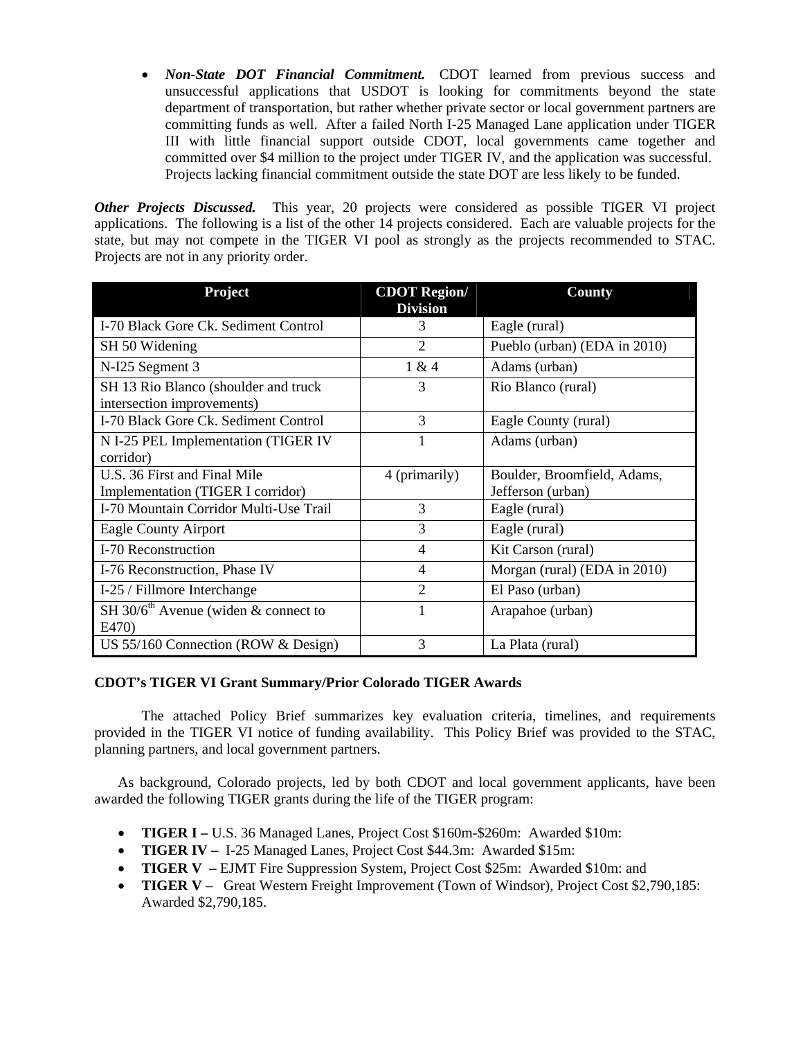- ***Non-State DOT Financial Commitment.*** CDOT learned from previous success and unsuccessful applications that USDOT is looking for commitments beyond the state department of transportation, but rather whether private sector or local government partners are committing funds as well. After a failed North I-25 Managed Lane application under TIGER III with little financial support outside CDOT, local governments came together and committed over $4 million to the project under TIGER IV, and the application was successful. Projects lacking financial commitment outside the state DOT are less likely to be funded.

***Other Projects Discussed.*** This year, 20 projects were considered as possible TIGER VI project applications. The following is a list of the other 14 projects considered. Each are valuable projects for the state, but may not compete in the TIGER VI pool as strongly as the projects recommended to STAC. Projects are not in any priority order.

| Project | CDOT Region/ Division | County |
|---|---|---|
| I-70 Black Gore Ck. Sediment Control | 3 | Eagle (rural) |
| SH 50 Widening | 2 | Pueblo (urban) (EDA in 2010) |
| N-I25 Segment 3 | 1 & 4 | Adams (urban) |
| SH 13 Rio Blanco (shoulder and truck intersection improvements) | 3 | Rio Blanco (rural) |
| I-70 Black Gore Ck. Sediment Control | 3 | Eagle County (rural) |
| N I-25 PEL Implementation (TIGER IV corridor) | 1 | Adams (urban) |
| U.S. 36 First and Final Mile Implementation (TIGER I corridor) | 4 (primarily) | Boulder, Broomfield, Adams, Jefferson (urban) |
| I-70 Mountain Corridor Multi-Use Trail | 3 | Eagle (rural) |
| Eagle County Airport | 3 | Eagle (rural) |
| I-70 Reconstruction | 4 | Kit Carson (rural) |
| I-76 Reconstruction, Phase IV | 4 | Morgan (rural) (EDA in 2010) |
| I-25 / Fillmore Interchange | 2 | El Paso (urban) |
| SH 30/6th Avenue (widen & connect to E470) | 1 | Arapahoe (urban) |
| US 55/160 Connection (ROW & Design) | 3 | La Plata (rural) |

**CDOT's TIGER VI Grant Summary/Prior Colorado TIGER Awards**

The attached Policy Brief summarizes key evaluation criteria, timelines, and requirements provided in the TIGER VI notice of funding availability. This Policy Brief was provided to the STAC, planning partners, and local government partners.

As background, Colorado projects, led by both CDOT and local government applicants, have been awarded the following TIGER grants during the life of the TIGER program:

- **TIGER I –** U.S. 36 Managed Lanes, Project Cost $160m-$260m: Awarded $10m:
- **TIGER IV –** I-25 Managed Lanes, Project Cost $44.3m: Awarded $15m:
- **TIGER V –** EJMT Fire Suppression System, Project Cost $25m: Awarded $10m: and
- **TIGER V –** Great Western Freight Improvement (Town of Windsor), Project Cost $2,790,185: Awarded $2,790,185.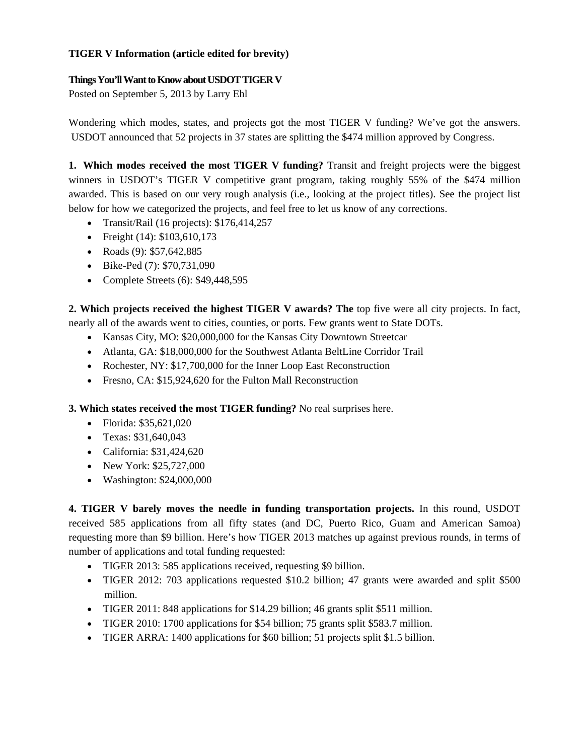**TIGER V Information (article edited for brevity)**

**Things You'll Want to Know about USDOT TIGER V**

Posted on September 5, 2013 by Larry Ehl

Wondering which modes, states, and projects got the most TIGER V funding? We've got the answers. USDOT announced that 52 projects in 37 states are splitting the $474 million approved by Congress.

**1. Which modes received the most TIGER V funding?** Transit and freight projects were the biggest winners in USDOT's TIGER V competitive grant program, taking roughly 55% of the $474 million awarded. This is based on our very rough analysis (i.e., looking at the project titles). See the project list below for how we categorized the projects, and feel free to let us know of any corrections.

- Transit/Rail (16 projects): $176,414,257
- Freight (14): $103,610,173
- Roads (9): $57,642,885
- Bike-Ped (7): $70,731,090
- Complete Streets (6): $49,448,595

**2. Which projects received the highest TIGER V awards? The** top five were all city projects. In fact, nearly all of the awards went to cities, counties, or ports. Few grants went to State DOTs.

- Kansas City, MO: $20,000,000 for the Kansas City Downtown Streetcar
- Atlanta, GA: $18,000,000 for the Southwest Atlanta BeltLine Corridor Trail
- Rochester, NY: $17,700,000 for the Inner Loop East Reconstruction
- Fresno, CA: $15,924,620 for the Fulton Mall Reconstruction

**3. Which states received the most TIGER funding?** No real surprises here.

- Florida: $35,621,020
- Texas: $31,640,043
- California: $31,424,620
- New York: $25,727,000
- Washington: $24,000,000

**4. TIGER V barely moves the needle in funding transportation projects.** In this round, USDOT received 585 applications from all fifty states (and DC, Puerto Rico, Guam and American Samoa) requesting more than $9 billion. Here's how TIGER 2013 matches up against previous rounds, in terms of number of applications and total funding requested:

- TIGER 2013: 585 applications received, requesting $9 billion.
- TIGER 2012: 703 applications requested $10.2 billion; 47 grants were awarded and split $500 million.
- TIGER 2011: 848 applications for $14.29 billion; 46 grants split $511 million.
- TIGER 2010: 1700 applications for $54 billion; 75 grants split $583.7 million.
- TIGER ARRA: 1400 applications for $60 billion; 51 projects split $1.5 billion.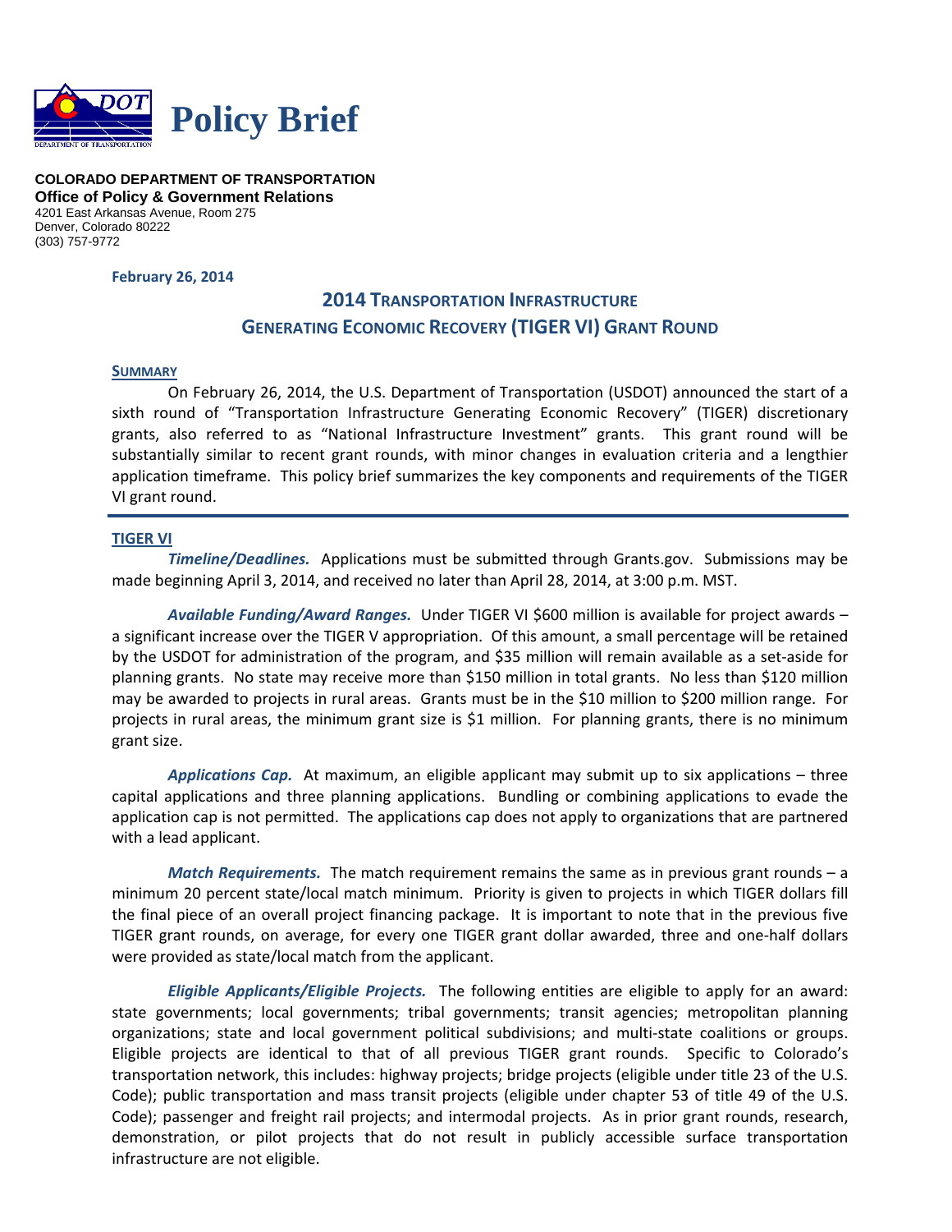# Policy Brief

**COLORADO DEPARTMENT OF TRANSPORTATION**
**Office of Policy & Government Relations**
4201 East Arkansas Avenue, Room 275
Denver, Colorado 80222
(303) 757-9772

**February 26, 2014**

## 2014 TRANSPORTATION INFRASTRUCTURE GENERATING ECONOMIC RECOVERY (TIGER VI) GRANT ROUND

### SUMMARY

On February 26, 2014, the U.S. Department of Transportation (USDOT) announced the start of a sixth round of "Transportation Infrastructure Generating Economic Recovery" (TIGER) discretionary grants, also referred to as "National Infrastructure Investment" grants. This grant round will be substantially similar to recent grant rounds, with minor changes in evaluation criteria and a lengthier application timeframe. This policy brief summarizes the key components and requirements of the TIGER VI grant round.

---

### TIGER VI

***Timeline/Deadlines.*** Applications must be submitted through Grants.gov. Submissions may be made beginning April 3, 2014, and received no later than April 28, 2014, at 3:00 p.m. MST.

***Available Funding/Award Ranges.*** Under TIGER VI $600 million is available for project awards – a significant increase over the TIGER V appropriation. Of this amount, a small percentage will be retained by the USDOT for administration of the program, and $35 million will remain available as a set-aside for planning grants. No state may receive more than $150 million in total grants. No less than $120 million may be awarded to projects in rural areas. Grants must be in the $10 million to $200 million range. For projects in rural areas, the minimum grant size is $1 million. For planning grants, there is no minimum grant size.

***Applications Cap.*** At maximum, an eligible applicant may submit up to six applications – three capital applications and three planning applications. Bundling or combining applications to evade the application cap is not permitted. The applications cap does not apply to organizations that are partnered with a lead applicant.

***Match Requirements.*** The match requirement remains the same as in previous grant rounds – a minimum 20 percent state/local match minimum. Priority is given to projects in which TIGER dollars fill the final piece of an overall project financing package. It is important to note that in the previous five TIGER grant rounds, on average, for every one TIGER grant dollar awarded, three and one-half dollars were provided as state/local match from the applicant.

***Eligible Applicants/Eligible Projects.*** The following entities are eligible to apply for an award: state governments; local governments; tribal governments; transit agencies; metropolitan planning organizations; state and local government political subdivisions; and multi-state coalitions or groups. Eligible projects are identical to that of all previous TIGER grant rounds. Specific to Colorado's transportation network, this includes: highway projects; bridge projects (eligible under title 23 of the U.S. Code); public transportation and mass transit projects (eligible under chapter 53 of title 49 of the U.S. Code); passenger and freight rail projects; and intermodal projects. As in prior grant rounds, research, demonstration, or pilot projects that do not result in publicly accessible surface transportation infrastructure are not eligible.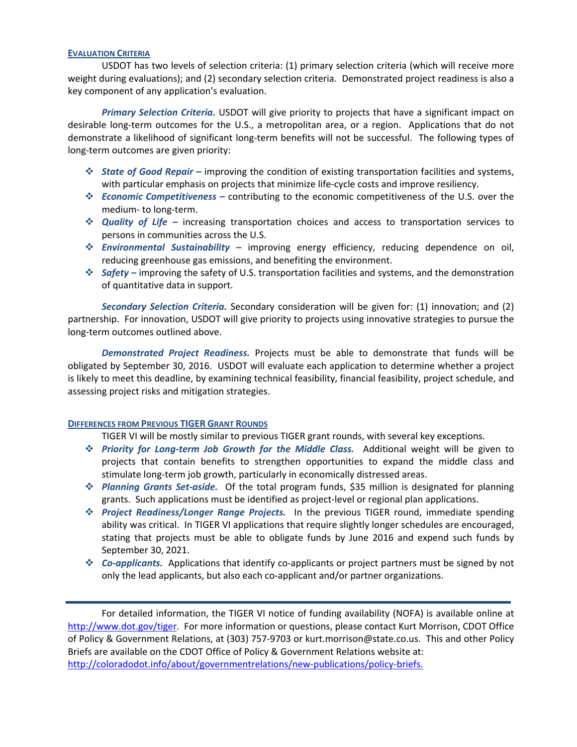## Evaluation Criteria

USDOT has two levels of selection criteria: (1) primary selection criteria (which will receive more weight during evaluations); and (2) secondary selection criteria. Demonstrated project readiness is also a key component of any application's evaluation.

***Primary Selection Criteria.*** USDOT will give priority to projects that have a significant impact on desirable long-term outcomes for the U.S., a metropolitan area, or a region. Applications that do not demonstrate a likelihood of significant long-term benefits will not be successful. The following types of long-term outcomes are given priority:

- ***State of Good Repair –*** improving the condition of existing transportation facilities and systems, with particular emphasis on projects that minimize life-cycle costs and improve resiliency.
- ***Economic Competitiveness –*** contributing to the economic competitiveness of the U.S. over the medium- to long-term.
- ***Quality of Life –*** increasing transportation choices and access to transportation services to persons in communities across the U.S.
- ***Environmental Sustainability –*** improving energy efficiency, reducing dependence on oil, reducing greenhouse gas emissions, and benefiting the environment.
- ***Safety –*** improving the safety of U.S. transportation facilities and systems, and the demonstration of quantitative data in support.

***Secondary Selection Criteria.*** Secondary consideration will be given for: (1) innovation; and (2) partnership. For innovation, USDOT will give priority to projects using innovative strategies to pursue the long-term outcomes outlined above.

***Demonstrated Project Readiness.*** Projects must be able to demonstrate that funds will be obligated by September 30, 2016. USDOT will evaluate each application to determine whether a project is likely to meet this deadline, by examining technical feasibility, financial feasibility, project schedule, and assessing project risks and mitigation strategies.

## Differences from Previous TIGER Grant Rounds

TIGER VI will be mostly similar to previous TIGER grant rounds, with several key exceptions.

- ***Priority for Long-term Job Growth for the Middle Class.*** Additional weight will be given to projects that contain benefits to strengthen opportunities to expand the middle class and stimulate long-term job growth, particularly in economically distressed areas.
- ***Planning Grants Set-aside.*** Of the total program funds, $35 million is designated for planning grants. Such applications must be identified as project-level or regional plan applications.
- ***Project Readiness/Longer Range Projects.*** In the previous TIGER round, immediate spending ability was critical. In TIGER VI applications that require slightly longer schedules are encouraged, stating that projects must be able to obligate funds by June 2016 and expend such funds by September 30, 2021.
- ***Co-applicants.*** Applications that identify co-applicants or project partners must be signed by not only the lead applicants, but also each co-applicant and/or partner organizations.

---

For detailed information, the TIGER VI notice of funding availability (NOFA) is available online at [http://www.dot.gov/tiger](http://www.dot.gov/tiger). For more information or questions, please contact Kurt Morrison, CDOT Office of Policy & Government Relations, at (303) 757-9703 or kurt.morrison@state.co.us. This and other Policy Briefs are available on the CDOT Office of Policy & Government Relations website at: [http://coloradodot.info/about/governmentrelations/new-publications/policy-briefs.](http://coloradodot.info/about/governmentrelations/new-publications/policy-briefs)